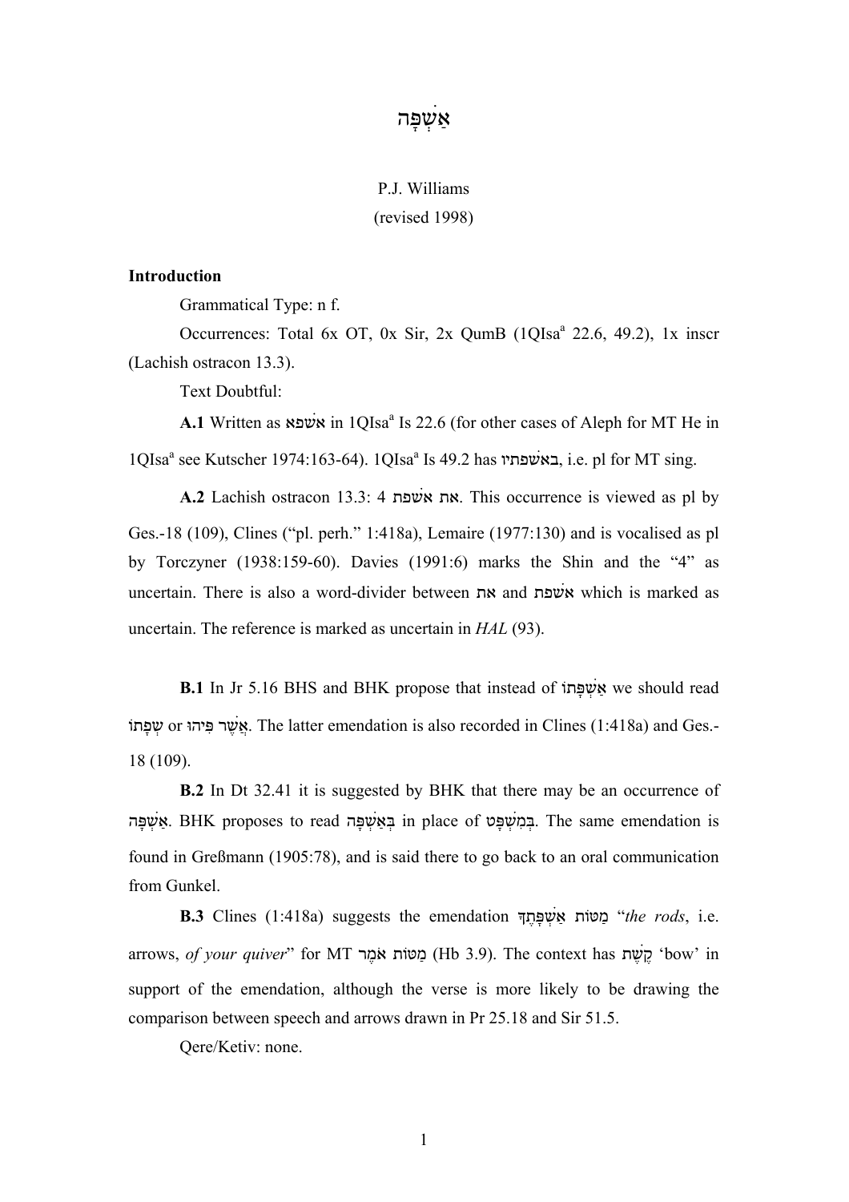# אַשְׁפָּה

P.J. Williams
(revised 1998)

**Introduction**

Grammatical Type: n f.

Occurrences: Total 6x OT, 0x Sir, 2x QumB (1QIsa[a] 22.6, 49.2), 1x inscr (Lachish ostracon 13.3).

Text Doubtful:

**A.1** Written as אשׁפא in 1QIsa[a] Is 22.6 (for other cases of Aleph for MT He in 1QIsa[a] see Kutscher 1974:163-64). 1QIsa[a] Is 49.2 has באשׁפתיו, i.e. pl for MT sing.

**A.2** Lachish ostracon 13.3: 4 את אשׁפת. This occurrence is viewed as pl by Ges.-18 (109), Clines ("pl. perh." 1:418a), Lemaire (1977:130) and is vocalised as pl by Torczyner (1938:159-60). Davies (1991:6) marks the Shin and the "4" as uncertain. There is also a word-divider between את and אשׁפת which is marked as uncertain. The reference is marked as uncertain in *HAL* (93).

**B.1** In Jr 5.16 BHS and BHK propose that instead of אַשְׁפָּתוֹ we should read שְׂפָתוֹ or אֲשֶׁר פִּיהוּ. The latter emendation is also recorded in Clines (1:418a) and Ges.-18 (109).

**B.2** In Dt 32.41 it is suggested by BHK that there may be an occurrence of אַשְׁפָּה. BHK proposes to read בְּאַשְׁפָּה in place of בְּמִשְׁפָּט. The same emendation is found in Greßmann (1905:78), and is said there to go back to an oral communication from Gunkel.

**B.3** Clines (1:418a) suggests the emendation מַטּוֹת אַשְׁפָּתֶךָ "*the rods*, i.e. arrows, *of your quiver*" for MT מַטּוֹת אֹמֶר (Hb 3.9). The context has קֶשֶׁת 'bow' in support of the emendation, although the verse is more likely to be drawing the comparison between speech and arrows drawn in Pr 25.18 and Sir 51.5.

Qere/Ketiv: none.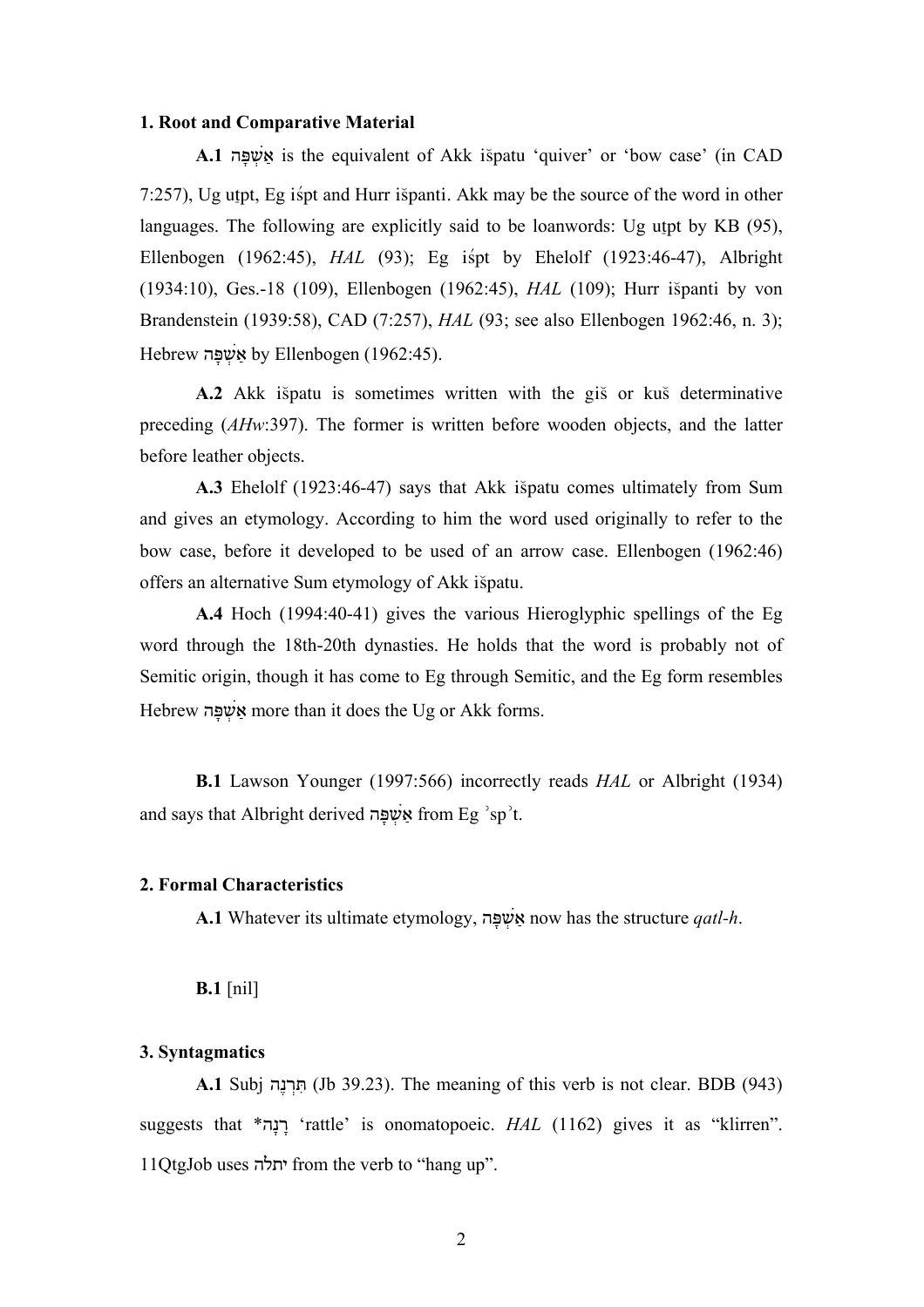### 1. Root and Comparative Material

**A.1** אַשְׁפָּה is the equivalent of Akk išpatu 'quiver' or 'bow case' (in CAD 7:257), Ug uṯpt, Eg iśpt and Hurr išpanti. Akk may be the source of the word in other languages. The following are explicitly said to be loanwords: Ug uṯpt by KB (95), Ellenbogen (1962:45), *HAL* (93); Eg iśpt by Ehelolf (1923:46-47), Albright (1934:10), Ges.-18 (109), Ellenbogen (1962:45), *HAL* (109); Hurr išpanti by von Brandenstein (1939:58), CAD (7:257), *HAL* (93; see also Ellenbogen 1962:46, n. 3); Hebrew אַשְׁפָּה by Ellenbogen (1962:45).

**A.2** Akk išpatu is sometimes written with the giš or kuš determinative preceding (*AHw*:397). The former is written before wooden objects, and the latter before leather objects.

**A.3** Ehelolf (1923:46-47) says that Akk išpatu comes ultimately from Sum and gives an etymology. According to him the word used originally to refer to the bow case, before it developed to be used of an arrow case. Ellenbogen (1962:46) offers an alternative Sum etymology of Akk išpatu.

**A.4** Hoch (1994:40-41) gives the various Hieroglyphic spellings of the Eg word through the 18th-20th dynasties. He holds that the word is probably not of Semitic origin, though it has come to Eg through Semitic, and the Eg form resembles Hebrew אַשְׁפָּה more than it does the Ug or Akk forms.

**B.1** Lawson Younger (1997:566) incorrectly reads *HAL* or Albright (1934) and says that Albright derived אַשְׁפָּה from Eg ʾspʾt.

### 2. Formal Characteristics

**A.1** Whatever its ultimate etymology, אַשְׁפָּה now has the structure *qatl-h*.

**B.1** [nil]

### 3. Syntagmatics

**A.1** Subj תִּרְנֶה (Jb 39.23). The meaning of this verb is not clear. BDB (943) suggests that *רָנָה 'rattle' is onomatopoeic. *HAL* (1162) gives it as "klirren". 11QtgJob uses יתלה from the verb to "hang up".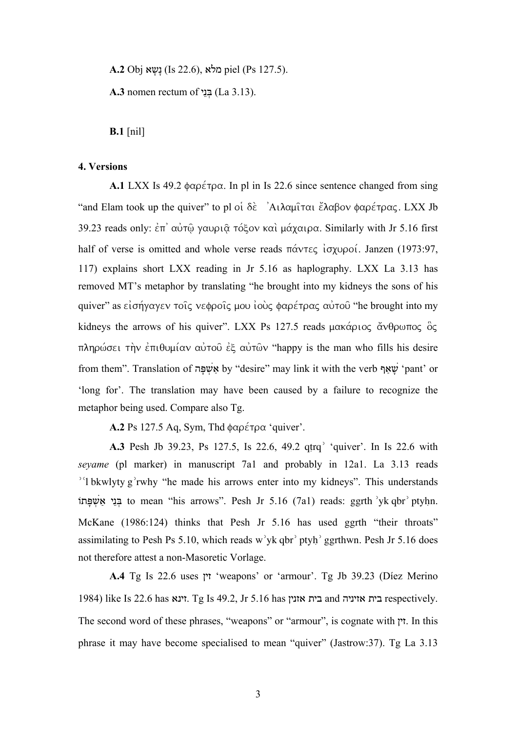**A.2** Obj נָשָׂא (Is 22.6), מלא piel (Ps 127.5).

**A.3** nomen rectum of בְּנֵי (La 3.13).

**B.1** [nil]

### 4. Versions

**A.1** LXX Is 49.2 φαρέτρα. In pl in Is 22.6 since sentence changed from sing "and Elam took up the quiver" to pl οἱ δὲ Ἀιλαμῖται ἔλαβον φαρέτρας. LXX Jb 39.23 reads only: ἐπ᾽ αὐτῷ γαυριᾷ τόξον καὶ μάχαιρα. Similarly with Jr 5.16 first half of verse is omitted and whole verse reads πάντες ἰσχυροί. Janzen (1973:97, 117) explains short LXX reading in Jr 5.16 as haplography. LXX La 3.13 has removed MT's metaphor by translating "he brought into my kidneys the sons of his quiver" as εἰσήγαγεν τοῖς νεφροῖς μου ἰοὺς φαρέτρας αὐτοῦ "he brought into my kidneys the arrows of his quiver". LXX Ps 127.5 reads μακάριος ἄνθρωπος ὃς πληρώσει τὴν ἐπιθυμίαν αὐτοῦ ἐξ αὐτῶν "happy is the man who fills his desire from them". Translation of אַשְׁפָּה by "desire" may link it with the verb שָׁאַף 'pant' or 'long for'. The translation may have been caused by a failure to recognize the metaphor being used. Compare also Tg.

**A.2** Ps 127.5 Aq, Sym, Thd φαρέτρα 'quiver'.

**A.3** Pesh Jb 39.23, Ps 127.5, Is 22.6, 49.2 qṭrqʾ 'quiver'. In Is 22.6 with *seyame* (pl marker) in manuscript 7a1 and probably in 12a1. La 3.13 reads ʾʿl bkwlyty gʾrwhy "he made his arrows enter into my kidneys". This understands בְּנֵי אַשְׁפָּתוֹ to mean "his arrows". Pesh Jr 5.16 (7a1) reads: ggrth ʾyk qbrʾ ptyḥn. McKane (1986:124) thinks that Pesh Jr 5.16 has used ggrth "their throats" assimilating to Pesh Ps 5.10, which reads wʾyk qbrʾ ptyḥʾ ggrthwn. Pesh Jr 5.16 does not therefore attest a non-Masoretic Vorlage.

**A.4** Tg Is 22.6 uses זין 'weapons' or 'armour'. Tg Jb 39.23 (Díez Merino 1984) like Is 22.6 has זינא. Tg Is 49.2, Jr 5.16 has בית אזנין and בית אזיניה respectively. The second word of these phrases, "weapons" or "armour", is cognate with זין. In this phrase it may have become specialised to mean "quiver" (Jastrow:37). Tg La 3.13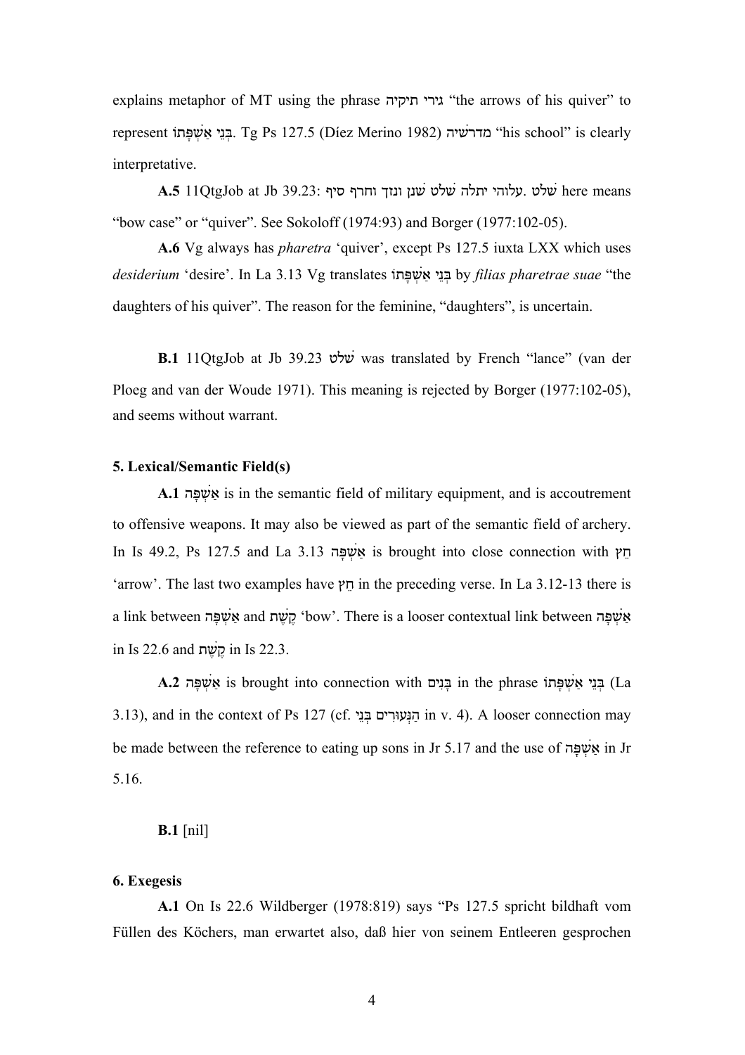explains metaphor of MT using the phrase גירי תיקיה "the arrows of his quiver" to represent בְּנֵי אַשְׁפָּתוֹ. Tg Ps 127.5 (Díez Merino 1982) מדרשיה "his school" is clearly interpretative.

**A.5** 11QtgJob at Jb 39.23: עלוהי יתלה שׁלט שׁנן ונזך וחרף סיף. שׁלט here means "bow case" or "quiver". See Sokoloff (1974:93) and Borger (1977:102-05).

**A.6** Vg always has *pharetra* 'quiver', except Ps 127.5 iuxta LXX which uses *desiderium* 'desire'. In La 3.13 Vg translates בְּנֵי אַשְׁפָּתוֹ by *filias pharetrae suae* "the daughters of his quiver". The reason for the feminine, "daughters", is uncertain.

**B.1** 11QtgJob at Jb 39.23 שׁלט was translated by French "lance" (van der Ploeg and van der Woude 1971). This meaning is rejected by Borger (1977:102-05), and seems without warrant.

### 5. Lexical/Semantic Field(s)

**A.1** אַשְׁפָּה is in the semantic field of military equipment, and is accoutrement to offensive weapons. It may also be viewed as part of the semantic field of archery. In Is 49.2, Ps 127.5 and La 3.13 אַשְׁפָּה is brought into close connection with חֵץ 'arrow'. The last two examples have חֵץ in the preceding verse. In La 3.12-13 there is a link between אַשְׁפָּה and קֶשֶׁת 'bow'. There is a looser contextual link between אַשְׁפָּה in Is 22.6 and קֶשֶׁת in Is 22.3.

**A.2** אַשְׁפָּה is brought into connection with בָּנִים in the phrase בְּנֵי אַשְׁפָּתוֹ (La 3.13), and in the context of Ps 127 (cf. בְּנֵי הַנְּעוּרִים in v. 4). A looser connection may be made between the reference to eating up sons in Jr 5.17 and the use of אַשְׁפָּה in Jr 5.16.

**B.1** [nil]

### 6. Exegesis

**A.1** On Is 22.6 Wildberger (1978:819) says "Ps 127.5 spricht bildhaft vom Füllen des Köchers, man erwartet also, daß hier von seinem Entleeren gesprochen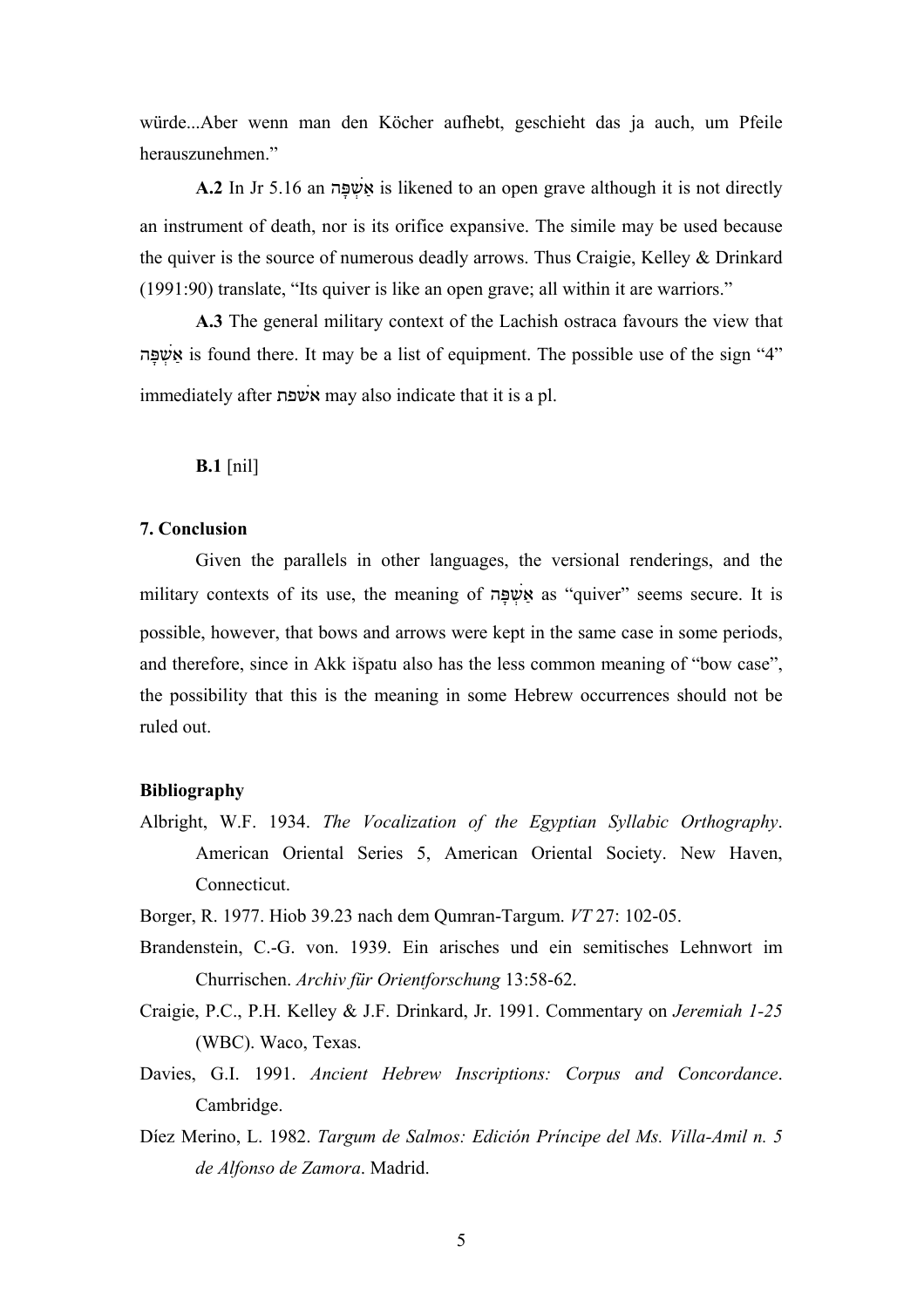würde...Aber wenn man den Köcher aufhebt, geschieht das ja auch, um Pfeile herauszunehmen."

**A.2** In Jr 5.16 an אַשְׁפָּה is likened to an open grave although it is not directly an instrument of death, nor is its orifice expansive. The simile may be used because the quiver is the source of numerous deadly arrows. Thus Craigie, Kelley & Drinkard (1991:90) translate, "Its quiver is like an open grave; all within it are warriors."

**A.3** The general military context of the Lachish ostraca favours the view that אַשְׁפָּה is found there. It may be a list of equipment. The possible use of the sign "4" immediately after אשׁפת may also indicate that it is a pl.

**B.1** [nil]

### 7. Conclusion

Given the parallels in other languages, the versional renderings, and the military contexts of its use, the meaning of אַשְׁפָּה as "quiver" seems secure. It is possible, however, that bows and arrows were kept in the same case in some periods, and therefore, since in Akk išpatu also has the less common meaning of "bow case", the possibility that this is the meaning in some Hebrew occurrences should not be ruled out.

### Bibliography

Albright, W.F. 1934. *The Vocalization of the Egyptian Syllabic Orthography*. American Oriental Series 5, American Oriental Society. New Haven, Connecticut.

Borger, R. 1977. Hiob 39.23 nach dem Qumran-Targum. *VT* 27: 102-05.

Brandenstein, C.-G. von. 1939. Ein arisches und ein semitisches Lehnwort im Churrischen. *Archiv für Orientforschung* 13:58-62.

Craigie, P.C., P.H. Kelley & J.F. Drinkard, Jr. 1991. Commentary on *Jeremiah 1-25* (WBC). Waco, Texas.

Davies, G.I. 1991. *Ancient Hebrew Inscriptions: Corpus and Concordance*. Cambridge.

Díez Merino, L. 1982. *Targum de Salmos: Edición Príncipe del Ms. Villa-Amil n. 5 de Alfonso de Zamora*. Madrid.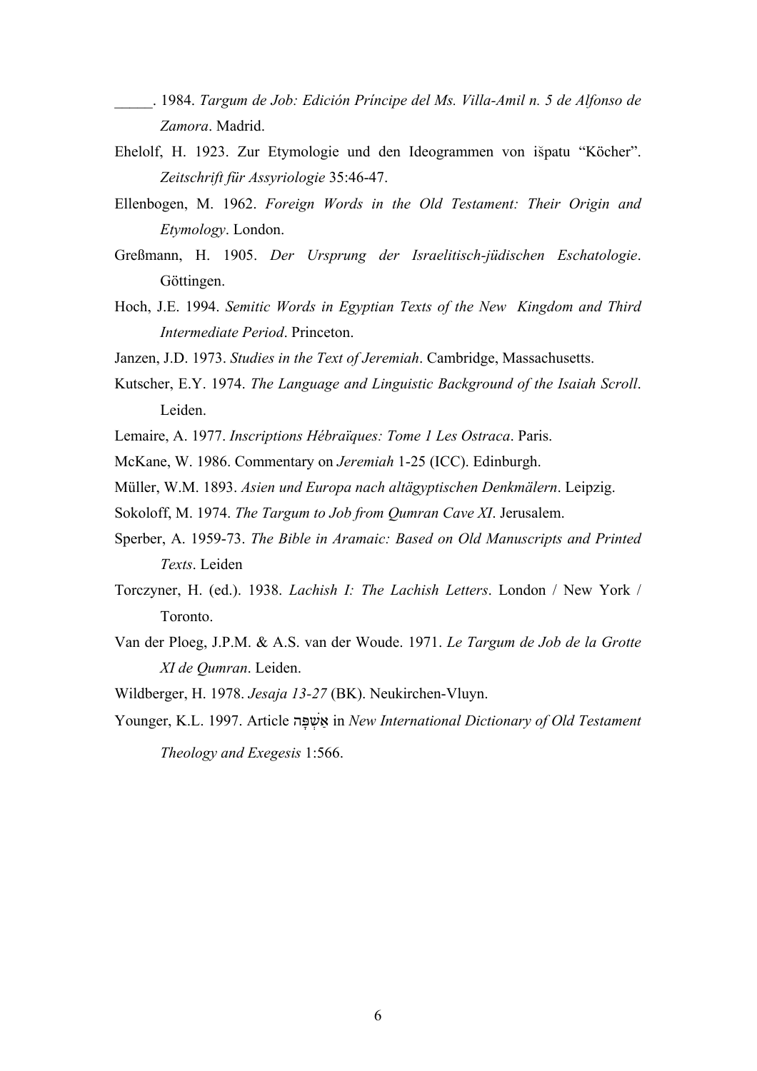_____. 1984. *Targum de Job: Edición Príncipe del Ms. Villa-Amil n. 5 de Alfonso de Zamora*. Madrid.

Ehelolf, H. 1923. Zur Etymologie und den Ideogrammen von išpatu "Köcher". *Zeitschrift für Assyriologie* 35:46-47.

Ellenbogen, M. 1962. *Foreign Words in the Old Testament: Their Origin and Etymology*. London.

Greßmann, H. 1905. *Der Ursprung der Israelitisch-jüdischen Eschatologie*. Göttingen.

Hoch, J.E. 1994. *Semitic Words in Egyptian Texts of the New Kingdom and Third Intermediate Period*. Princeton.

Janzen, J.D. 1973. *Studies in the Text of Jeremiah*. Cambridge, Massachusetts.

Kutscher, E.Y. 1974. *The Language and Linguistic Background of the Isaiah Scroll*. Leiden.

Lemaire, A. 1977. *Inscriptions Hébraïques: Tome 1 Les Ostraca*. Paris.

McKane, W. 1986. Commentary on *Jeremiah* 1-25 (ICC). Edinburgh.

Müller, W.M. 1893. *Asien und Europa nach altägyptischen Denkmälern*. Leipzig.

Sokoloff, M. 1974. *The Targum to Job from Qumran Cave XI*. Jerusalem.

Sperber, A. 1959-73. *The Bible in Aramaic: Based on Old Manuscripts and Printed Texts*. Leiden

Torczyner, H. (ed.). 1938. *Lachish I: The Lachish Letters*. London / New York / Toronto.

Van der Ploeg, J.P.M. & A.S. van der Woude. 1971. *Le Targum de Job de la Grotte XI de Qumran*. Leiden.

Wildberger, H. 1978. *Jesaja 13-27* (BK). Neukirchen-Vluyn.

Younger, K.L. 1997. Article אַשְׁפָּה in *New International Dictionary of Old Testament Theology and Exegesis* 1:566.